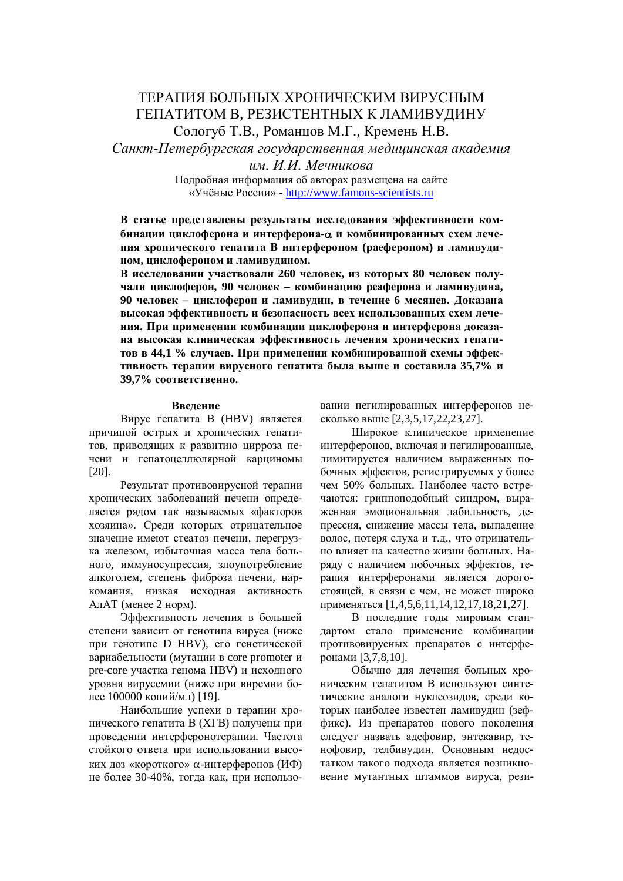# ТЕРАПИЯ БОЛЬНЫХ ХРОНИЧЕСКИМ ВИРУСНЫМ ГЕПАТИТОМ В, РЕЗИСТЕНТНЫХ К ЛАМИВУДИНУ

Сологуб Т.В., Романцов М.Г., Кремень Н.В.

*Санкт-Петербургская государственная медицинская академия им. И.И. Мечникова*

Подробная информация об авторах размещена на сайте «Учёные России» - http://www.famous-scientists.ru

**В статье представлены результаты исследования эффективности комбинации циклоферона и интерферона-α и комбинированных схем лечения хронического гепатита В интерфероном (раефероном) и ламивудином, циклофероном и ламивудином.**

**В исследовании участвовали 260 человек, из которых 80 человек получали циклоферон, 90 человек – комбинацию реаферона и ламивудина, 90 человек – циклоферон и ламивудин, в течение 6 месяцев. Доказана высокая эффективность и безопасность всех использованных схем лечения. При применении комбинации циклоферона и интерферона доказана высокая клиническая эффективность лечения хронических гепатитов в 44,1 % случаев. При применении комбинированной схемы эффективность терапии вирусного гепатита была выше и составила 35,7% и 39,7% соответственно.**

## Введение

Вирус гепатита В (HBV) является причиной острых и хронических гепатитов, приводящих к развитию цирроза печени и гепатоцеллюлярной карциномы [20].

Результат противовирусной терапии хронических заболеваний печени определяется рядом так называемых «факторов хозяина». Среди которых отрицательное значение имеют стеатоз печени, перегрузка железом, избыточная масса тела больного, иммуносупрессия, злоупотребление алкоголем, степень фиброза печени, наркомания, низкая исходная активность АлАТ (менее 2 норм).

Эффективность лечения в большей степени зависит от генотипа вируса (ниже при генотипе D HBV), его генетической вариабельности (мутации в core promoter и pre-core участка генома HBV) и исходного уровня вирусемии (ниже при виремии более 100000 копий/мл) [19].

Наибольшие успехи в терапии хронического гепатита В (ХГВ) получены при проведении интерферонотерапии. Частота стойкого ответа при использовании высоких доз «короткого» α-интерферонов (ИФ) не более 30-40%, тогда как, при использовании пегилированных интерферонов несколько выше [2,3,5,17,22,23,27].

Широкое клиническое применение интерферонов, включая и пегилированные, лимитируется наличием выраженных побочных эффектов, регистрируемых у более чем 50% больных. Наиболее часто встречаются: гриппоподобный синдром, выраженная эмоциональная лабильность, депрессия, снижение массы тела, выпадение волос, потеря слуха и т.д., что отрицательно влияет на качество жизни больных. Наряду с наличием побочных эффектов, терапия интерферонами является дорогостоящей, в связи с чем, не может широко применяться [1,4,5,6,11,14,12,17,18,21,27].

В последние годы мировым стандартом стало применение комбинации противовирусных препаратов с интерферонами [3,7,8,10].

Обычно для лечения больных хроническим гепатитом В используют синтетические аналоги нуклеозидов, среди которых наиболее известен ламивудин (зеффикс). Из препаратов нового поколения следует назвать адефовир, энтекавир, тенофовир, телбивудин. Основным недостатком такого подхода является возникновение мутантных штаммов вируса, рези-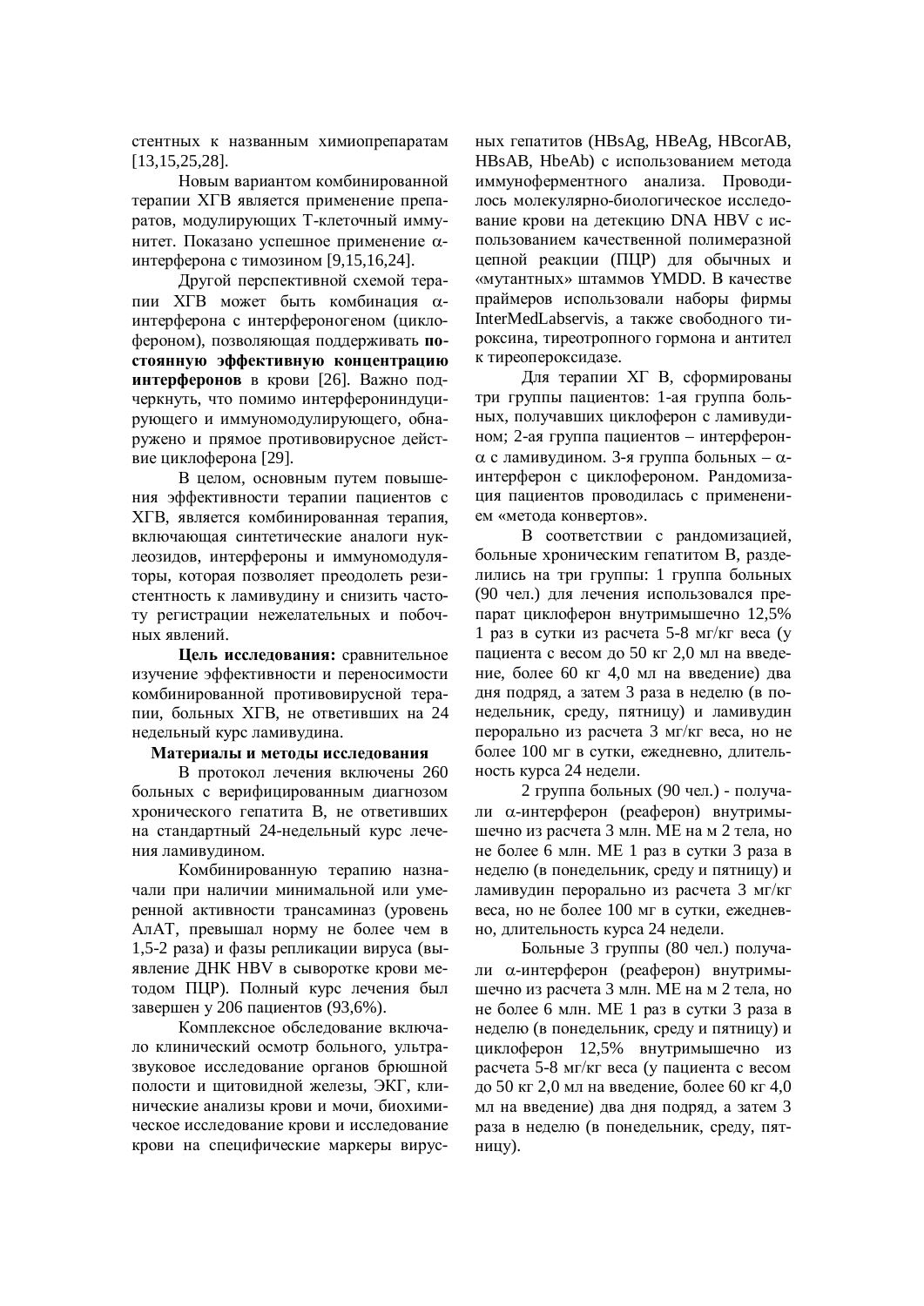стентных к названным химиопрепаратам [13,15,25,28].

Новым вариантом комбинированной терапии ХГВ является применение препаратов, модулирующих Т-клеточный иммунитет. Показано успешное применение α-интерферона с тимозином [9,15,16,24].

Другой перспективной схемой терапии ХГВ может быть комбинация α-интерферона с интерфероногеном (циклофероном), позволяющая поддерживать **постоянную эффективную концентрацию интерферонов** в крови [26]. Важно подчеркнуть, что помимо интерфероониндуцирующего и иммуномодулирующего, обнаружено и прямое противовирусное действие циклоферона [29].

В целом, основным путем повышения эффективности терапии пациентов с ХГВ, является комбинированная терапия, включающая синтетические аналоги нуклеозидов, интерфероны и иммуномодуляторы, которая позволяет преодолеть резистентность к ламивудину и снизить частоту регистрации нежелательных и побочных явлений.

**Цель исследования:** сравнительное изучение эффективности и переносимости комбинированной противовирусной терапии, больных ХГВ, не ответивших на 24 недельный курс ламивудина.

**Материалы и методы исследования**

В протокол лечения включены 260 больных с верифицированным диагнозом хронического гепатита В, не ответивших на стандартный 24-недельный курс лечения ламивудином.

Комбинированную терапию назначали при наличии минимальной или умеренной активности трансаминаз (уровень АлАТ, превышал норму не более чем в 1,5-2 раза) и фазы репликации вируса (выявление ДНК HBV в сыворотке крови методом ПЦР). Полный курс лечения был завершен у 206 пациентов (93,6%).

Комплексное обследование включало клинический осмотр больного, ультразвуковое исследование органов брюшной полости и щитовидной железы, ЭКГ, клинические анализы крови и мочи, биохимическое исследование крови и исследование крови на специфические маркеры вирусных гепатитов (HBsAg, HBeAg, HBcorAB, HBsAB, HbeAb) с использованием метода иммуноферментного анализа. Проводилось молекулярно-биологическое исследование крови на детекцию DNA HBV с использованием качественной полимеразной цепной реакции (ПЦР) для обычных и «мутантных» штаммов YMDD. В качестве праймеров использовали наборы фирмы InterMedLabservis, а также свободного тироксина, тиреотропного гормона и антител к тиреопероксидазе.

Для терапии ХГ В, сформированы три группы пациентов: 1-ая группа больных, получавших циклоферон с ламивудином; 2-ая группа пациентов – интерферон-α с ламивудином. 3-я группа больных – α-интерферон с циклофероном. Рандомизация пациентов проводилась с применением «метода конвертов».

В соответствии с рандомизацией, больные хроническим гепатитом В, разделились на три группы: 1 группа больных (90 чел.) для лечения использовался препарат циклоферон внутримышечно 12,5% 1 раз в сутки из расчета 5-8 мг/кг веса (у пациента с весом до 50 кг 2,0 мл на введение, более 60 кг 4,0 мл на введение) два дня подряд, а затем 3 раза в неделю (в понедельник, среду, пятницу) и ламивудин перорально из расчета 3 мг/кг веса, но не более 100 мг в сутки, ежедневно, длительность курса 24 недели.

2 группа больных (90 чел.) - получали α-интерферон (реаферон) внутримышечно из расчета 3 млн. МЕ на м 2 тела, но не более 6 млн. МЕ 1 раз в сутки 3 раза в неделю (в понедельник, среду и пятницу) и ламивудин перорально из расчета 3 мг/кг веса, но не более 100 мг в сутки, ежедневно, длительность курса 24 недели.

Больные 3 группы (80 чел.) получали α-интерферон (реаферон) внутримышечно из расчета 3 млн. МЕ на м 2 тела, но не более 6 млн. МЕ 1 раз в сутки 3 раза в неделю (в понедельник, среду и пятницу) и циклоферон 12,5% внутримышечно из расчета 5-8 мг/кг веса (у пациента с весом до 50 кг 2,0 мл на введение, более 60 кг 4,0 мл на введение) два дня подряд, а затем 3 раза в неделю (в понедельник, среду, пятницу).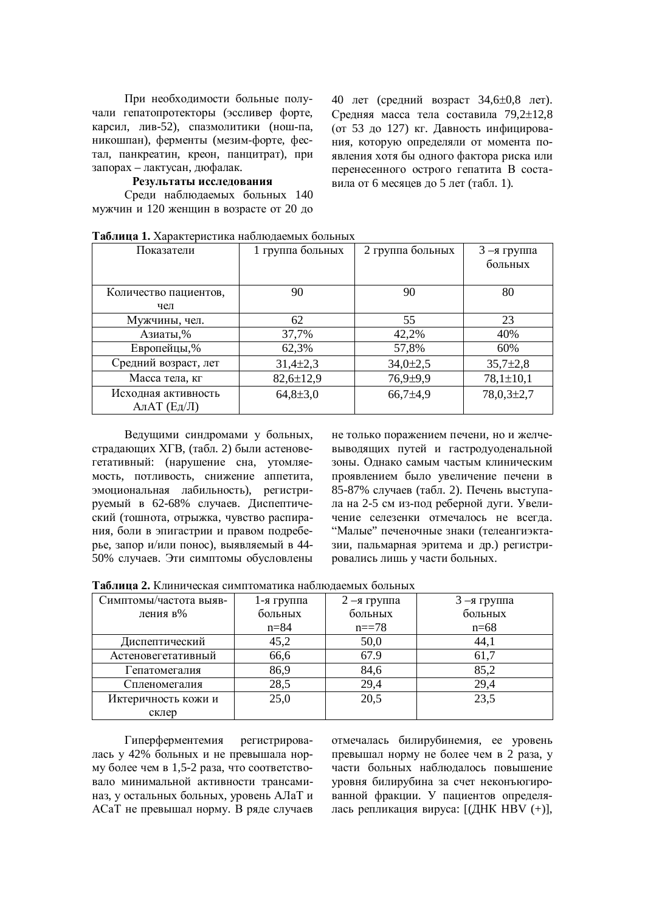При необходимости больные получали гепатопротекторы (эссливер форте, карсил, лив-52), спазмолитики (нош-па, никошпан), ферменты (мезим-форте, фестал, панкреатин, креон, панцитрат), при запорах – лактусан, дюфалак.

**Результаты исследования**

Среди наблюдаемых больных 140 мужчин и 120 женщин в возрасте от 20 до 40 лет (средний возраст 34,6±0,8 лет). Средняя масса тела составила 79,2±12,8 (от 53 до 127) кг. Давность инфицирования, которую определяли от момента появления хотя бы одного фактора риска или перенесенного острого гепатита В составила от 6 месяцев до 5 лет (табл. 1).

**Таблица 1.** Характеристика наблюдаемых больных

| Показатели | 1 группа больных | 2 группа больных | 3 –я группа больных |
|---|---|---|---|
| Количество пациентов, чел | 90 | 90 | 80 |
| Мужчины, чел. | 62 | 55 | 23 |
| Азиаты,% | 37,7% | 42,2% | 40% |
| Европейцы,% | 62,3% | 57,8% | 60% |
| Средний возраст, лет | 31,4±2,3 | 34,0±2,5 | 35,7±2,8 |
| Масса тела, кг | 82,6±12,9 | 76,9±9,9 | 78,1±10,1 |
| Исходная активность АлАТ (Ед/Л) | 64,8±3,0 | 66,7±4,9 | 78,0,3±2,7 |

Ведущими синдромами у больных, страдающих ХГВ, (табл. 2) были астеновегетативный: (нарушение сна, утомляемость, потливость, снижение аппетита, эмоциональная лабильность), регистрируемый в 62-68% случаев. Диспептический (тошнота, отрыжка, чувство распирания, боли в эпигастрии и правом подреберье, запор и/или понос), выявляемый в 44-50% случаев. Эти симптомы обусловлены не только поражением печени, но и желчевыводящих путей и гастродуоденальной зоны. Однако самым частым клиническим проявлением было увеличение печени в 85-87% случаев (табл. 2). Печень выступала на 2-5 см из-под реберной дуги. Увеличение селезенки отмечалось не всегда. "Малые" печеночные знаки (телеангиэктазии, пальмарная эритема и др.) регистрировались лишь у части больных.

**Таблица 2.** Клиническая симптоматика наблюдаемых больных

| Симптомы/частота выявления в% | 1-я группа больных n=84 | 2 –я группа больных n==78 | 3 –я группа больных n=68 |
|---|---|---|---|
| Диспептический | 45,2 | 50,0 | 44,1 |
| Астеновегетативный | 66,6 | 67.9 | 61,7 |
| Гепатомегалия | 86,9 | 84,6 | 85,2 |
| Спленомегалия | 28,5 | 29,4 | 29,4 |
| Иктеричность кожи и склер | 25,0 | 20,5 | 23,5 |

Гиперферментемия регистрировалась у 42% больных и не превышала норму более чем в 1,5-2 раза, что соответствовало минимальной активности трансаминаз, у остальных больных, уровень АЛаТ и АСаТ не превышал норму. В ряде случаев отмечалась билирубинемия, ее уровень превышал норму не более чем в 2 раза, у части больных наблюдалось повышение уровня билирубина за счет неконъюгированной фракции. У пациентов определялась репликация вируса: [(ДНК HBV (+)],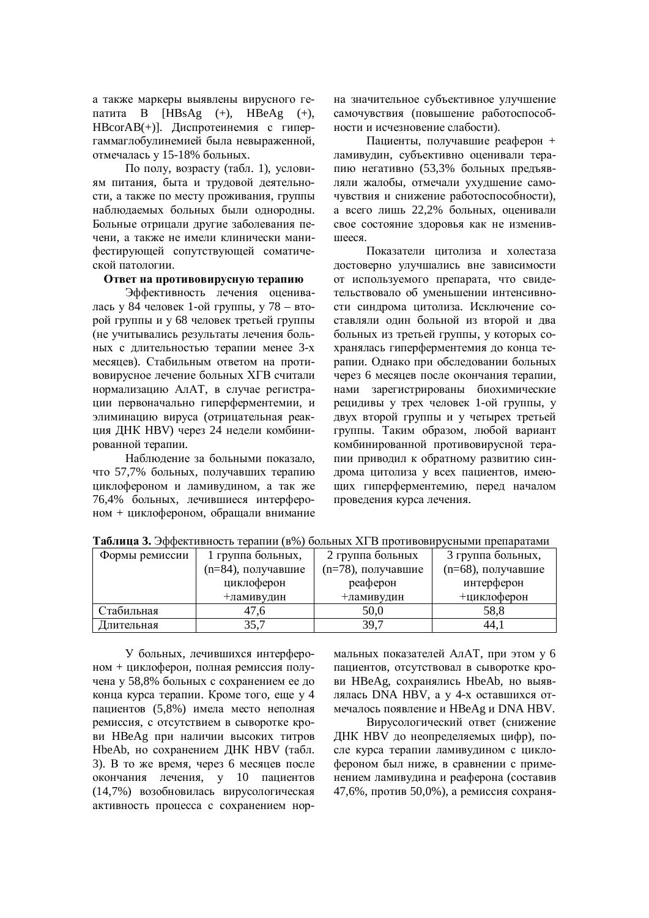а также маркеры выявлены вирусного гепатита В [HBsAg (+), HBeAg (+), HBcorAB(+)]. Диспротеинемия с гипергаммаглобулинемией была невыраженной, отмечалась у 15-18% больных.

По полу, возрасту (табл. 1), условиям питания, быта и трудовой деятельности, а также по месту проживания, группы наблюдаемых больных были однородны. Больные отрицали другие заболевания печени, а также не имели клинически манифестирующей сопутствующей соматической патологии.

**Ответ на противовирусную терапию**

Эффективность лечения оценивалась у 84 человек 1-ой группы, у 78 – второй группы и у 68 человек третьей группы (не учитывались результаты лечения больных с длительностью терапии менее 3-х месяцев). Стабильным ответом на противовирусное лечение больных ХГВ считали нормализацию АлАТ, в случае регистрации первоначально гиперферментемии, и элиминацию вируса (отрицательная реакция ДНК HBV) через 24 недели комбинированной терапии.

Наблюдение за больными показало, что 57,7% больных, получавших терапию циклофероном и ламивудином, а так же 76,4% больных, лечившиеся интерфероном + циклофероном, обращали внимание на значительное субъективное улучшение самочувствия (повышение работоспособности и исчезновение слабости).

Пациенты, получавшие реаферон + ламивудин, субъективно оценивали терапию негативно (53,3% больных предъявляли жалобы, отмечали ухудшение самочувствия и снижение работоспособности), а всего лишь 22,2% больных, оценивали свое состояние здоровья как не изменившееся.

Показатели цитолиза и холестаза достоверно улучшались вне зависимости от используемого препарата, что свидетельствовало об уменьшении интенсивности синдрома цитолиза. Исключение составляли один больной из второй и два больных из третьей группы, у которых сохранялась гиперферментемия до конца терапии. Однако при обследовании больных через 6 месяцев после окончания терапии, нами зарегистрированы биохимические рецидивы у трех человек 1-ой группы, у двух второй группы и у четырех третьей группы. Таким образом, любой вариант комбинированной противовирусной терапии приводил к обратному развитию синдрома цитолиза у всех пациентов, имеющих гиперферментемию, перед началом проведения курса лечения.

**Таблица 3.** Эффективность терапии (в%) больных ХГВ противовирусными препаратами

| Формы ремиссии | 1 группа больных, (n=84), получавшие циклоферон +ламивудин | 2 группа больных (n=78), получавшие реаферон +ламивудин | 3 группа больных, (n=68), получавшие интерферон +циклоферон |
|---|---|---|---|
| Стабильная | 47,6 | 50,0 | 58,8 |
| Длительная | 35,7 | 39,7 | 44,1 |

У больных, лечившихся интерфероном + циклоферон, полная ремиссия получена у 58,8% больных с сохранением ее до конца курса терапии. Кроме того, еще у 4 пациентов (5,8%) имела место неполная ремиссия, с отсутствием в сыворотке крови HBeAg при наличии высоких титров HbeAb, но сохранением ДНК HBV (табл. 3). В то же время, через 6 месяцев после окончания лечения, у 10 пациентов (14,7%) возобновилась вирусологическая активность процесса с сохранением нормальных показателей АлАТ, при этом у 6 пациентов, отсутствовал в сыворотке крови HBeAg, сохранялись HbeAb, но выявлялась DNA HBV, а у 4-х оставшихся отмечалось появление и HBeAg и DNA HBV.

Вирусологический ответ (снижение ДНК HBV до неопределяемых цифр), после курса терапии ламивудином с циклофероном был ниже, в сравнении с применением ламивудина и реаферона (составив 47,6%, против 50,0%), а ремиссия сохраня-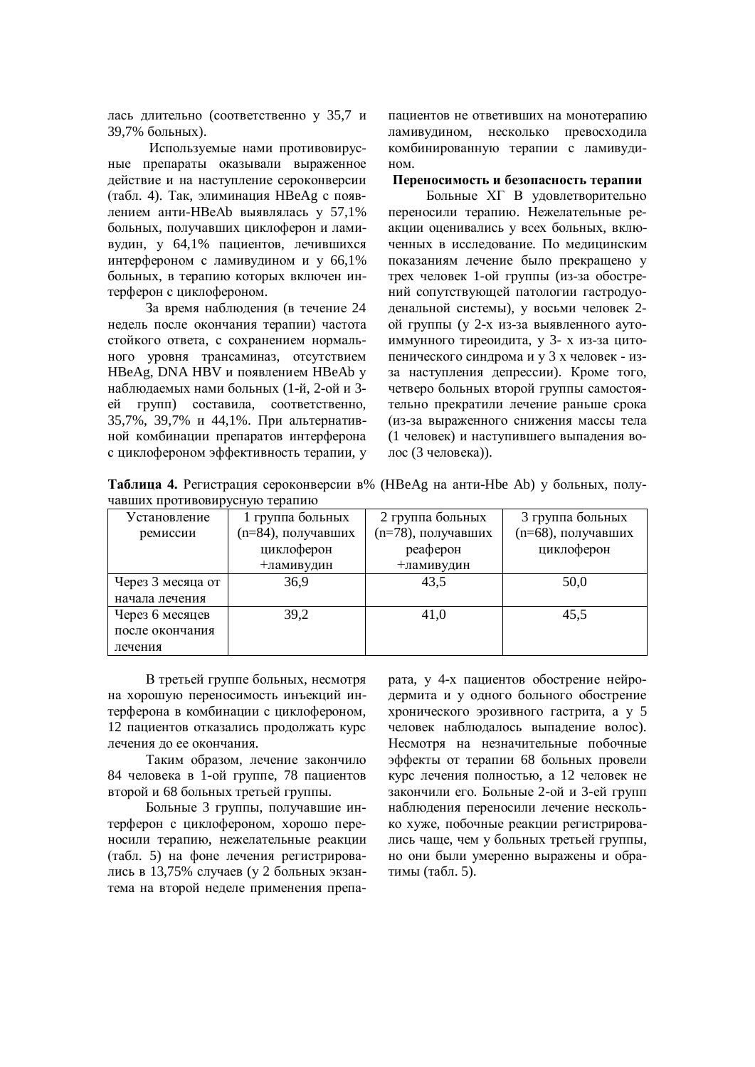лась длительно (соответственно у 35,7 и 39,7% больных).

Используемые нами противовирусные препараты оказывали выраженное действие и на наступление сероконверсии (табл. 4). Так, элиминация HBeAg с появлением анти-HBeAb выявлялась у 57,1% больных, получавших циклоферон и ламивудин, у 64,1% пациентов, лечившихся интерфероном с ламивудином и у 66,1% больных, в терапию которых включен интерферон с циклофероном.

За время наблюдения (в течение 24 недель после окончания терапии) частота стойкого ответа, с сохранением нормального уровня трансаминаз, отсутствием HBeAg, DNA HBV и появлением HBeAb у наблюдаемых нами больных (1-й, 2-ой и 3-ей групп) составила, соответственно, 35,7%, 39,7% и 44,1%. При альтернативной комбинации препаратов интерферона с циклофероном эффективность терапии, у пациентов не ответивших на монотерапию ламивудином, несколько превосходила комбинированную терапии с ламивудином.

**Переносимость и безопасность терапии**

Больные ХГ В удовлетворительно переносили терапию. Нежелательные реакции оценивались у всех больных, включенных в исследование. По медицинским показаниям лечение было прекращено у трех человек 1-ой группы (из-за обострений сопутствующей патологии гастродуоденальной системы), у восьми человек 2-ой группы (у 2-х из-за выявленного аутоиммунного тиреоидита, у 3- х из-за цитопенического синдрома и у 3 х человек - из-за наступления депрессии). Кроме того, четверо больных второй группы самостоятельно прекратили лечение раньше срока (из-за выраженного снижения массы тела (1 человек) и наступившего выпадения волос (3 человека)).

**Таблица 4.** Регистрация сероконверсии в% (HBeAg на анти-Hbe Ab) у больных, получавших противовирусную терапию

| Установление ремиссии | 1 группа больных (n=84), получавших циклоферон +ламивудин | 2 группа больных (n=78), получавших реаферон +ламивудин | 3 группа больных (n=68), получавших циклоферон |
|---|---|---|---|
| Через 3 месяца от начала лечения | 36,9 | 43,5 | 50,0 |
| Через 6 месяцев после окончания лечения | 39,2 | 41,0 | 45,5 |

В третьей группе больных, несмотря на хорошую переносимость инъекций интерферона в комбинации с циклофероном, 12 пациентов отказались продолжать курс лечения до ее окончания.

Таким образом, лечение закончило 84 человека в 1-ой группе, 78 пациентов второй и 68 больных третьей группы.

Больные 3 группы, получавшие интерферон с циклофероном, хорошо переносили терапию, нежелательные реакции (табл. 5) на фоне лечения регистрировались в 13,75% случаев (у 2 больных экзантема на второй неделе применения препарата, у 4-х пациентов обострение нейродермита и у одного больного обострение хронического эрозивного гастрита, а у 5 человек наблюдалось выпадение волос). Несмотря на незначительные побочные эффекты от терапии 68 больных провели курс лечения полностью, а 12 человек не закончили его. Больные 2-ой и 3-ей групп наблюдения переносили лечение несколько хуже, побочные реакции регистрировались чаще, чем у больных третьей группы, но они были умеренно выражены и обратимы (табл. 5).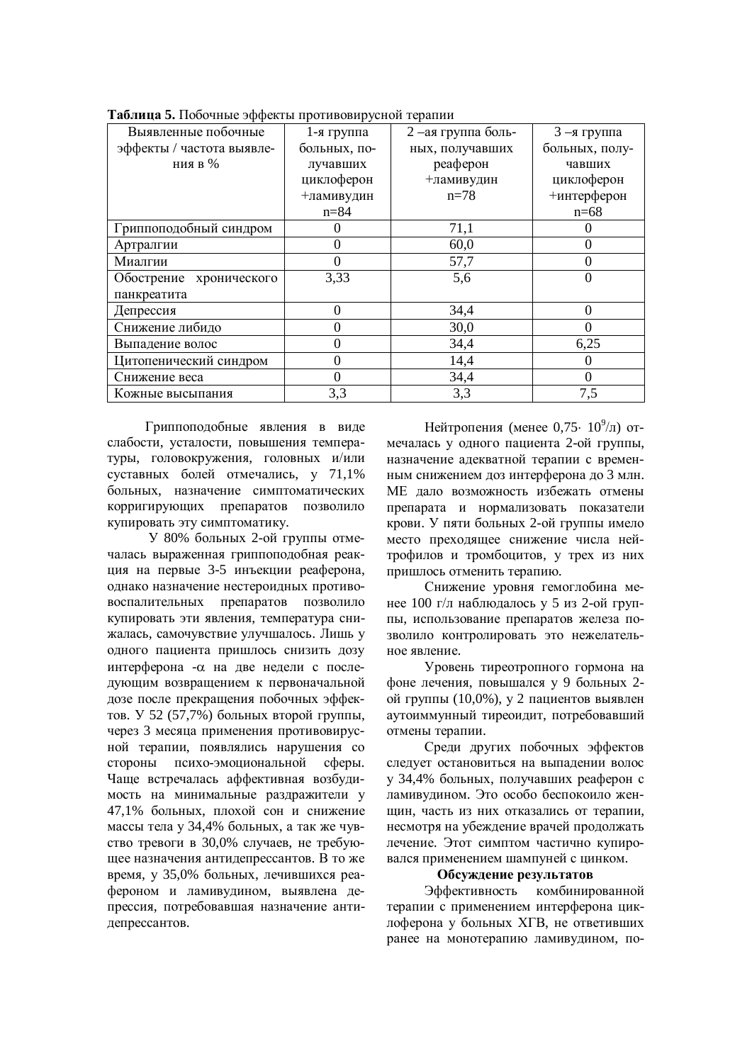**Таблица 5.** Побочные эффекты противовирусной терапии

| Выявленные побочные эффекты / частота выявления в % | 1-я группа больных, получавших циклоферон +ламивудин n=84 | 2 –ая группа больных, получавших реаферон +ламивудин n=78 | 3 –я группа больных, получавших циклоферон +интерферон n=68 |
|---|---|---|---|
| Гриппоподобный синдром | 0 | 71,1 | 0 |
| Артралгии | 0 | 60,0 | 0 |
| Миалгии | 0 | 57,7 | 0 |
| Обострение хронического панкреатита | 3,33 | 5,6 | 0 |
| Депрессия | 0 | 34,4 | 0 |
| Снижение либидо | 0 | 30,0 | 0 |
| Выпадение волос | 0 | 34,4 | 6,25 |
| Цитопенический синдром | 0 | 14,4 | 0 |
| Снижение веса | 0 | 34,4 | 0 |
| Кожные высыпания | 3,3 | 3,3 | 7,5 |

Гриппоподобные явления в виде слабости, усталости, повышения температуры, головокружения, головных и/или суставных болей отмечались, у 71,1% больных, назначение симптоматических корригирующих препаратов позволило купировать эту симптоматику.

У 80% больных 2-ой группы отмечалась выраженная гриппоподобная реакция на первые 3-5 инъекции реаферона, однако назначение нестероидных противовоспалительных препаратов позволило купировать эти явления, температура снижалась, самочувствие улучшалось. Лишь у одного пациента пришлось снизить дозу интерферона -$\alpha$ на две недели с последующим возвращением к первоначальной дозе после прекращения побочных эффектов. У 52 (57,7%) больных второй группы, через 3 месяца применения противовирусной терапии, появлялись нарушения со стороны психо-эмоциональной сферы. Чаще встречалась аффективная возбудимость на минимальные раздражители у 47,1% больных, плохой сон и снижение массы тела у 34,4% больных, а так же чувство тревоги в 30,0% случаев, не требующее назначения антидепрессантов. В то же время, у 35,0% больных, лечившихся реафероном и ламивудином, выявлена депрессия, потребовавшая назначение антидепрессантов.

Нейтропения (менее $0{,}75 \cdot 10^9$/л) отмечалась у одного пациента 2-ой группы, назначение адекватной терапии с временным снижением доз интерферона до 3 млн. МЕ дало возможность избежать отмены препарата и нормализовать показатели крови. У пяти больных 2-ой группы имело место преходящее снижение числа нейтрофилов и тромбоцитов, у трех из них пришлось отменить терапию.

Снижение уровня гемоглобина менее 100 г/л наблюдалось у 5 из 2-ой группы, использование препаратов железа позволило контролировать это нежелательное явление.

Уровень тиреотропного гормона на фоне лечения, повышался у 9 больных 2-ой группы (10,0%), у 2 пациентов выявлен аутоиммунный тиреоидит, потребовавший отмены терапии.

Среди других побочных эффектов следует остановиться на выпадении волос у 34,4% больных, получавших реаферон с ламивудином. Это особо беспокоило женщин, часть из них отказались от терапии, несмотря на убеждение врачей продолжать лечение. Этот симптом частично купировался применением шампуней с цинком.

### Обсуждение результатов

Эффективность комбинированной терапии с применением интерферона циклоферона у больных ХГВ, не ответивших ранее на монотерапию ламивудином, по-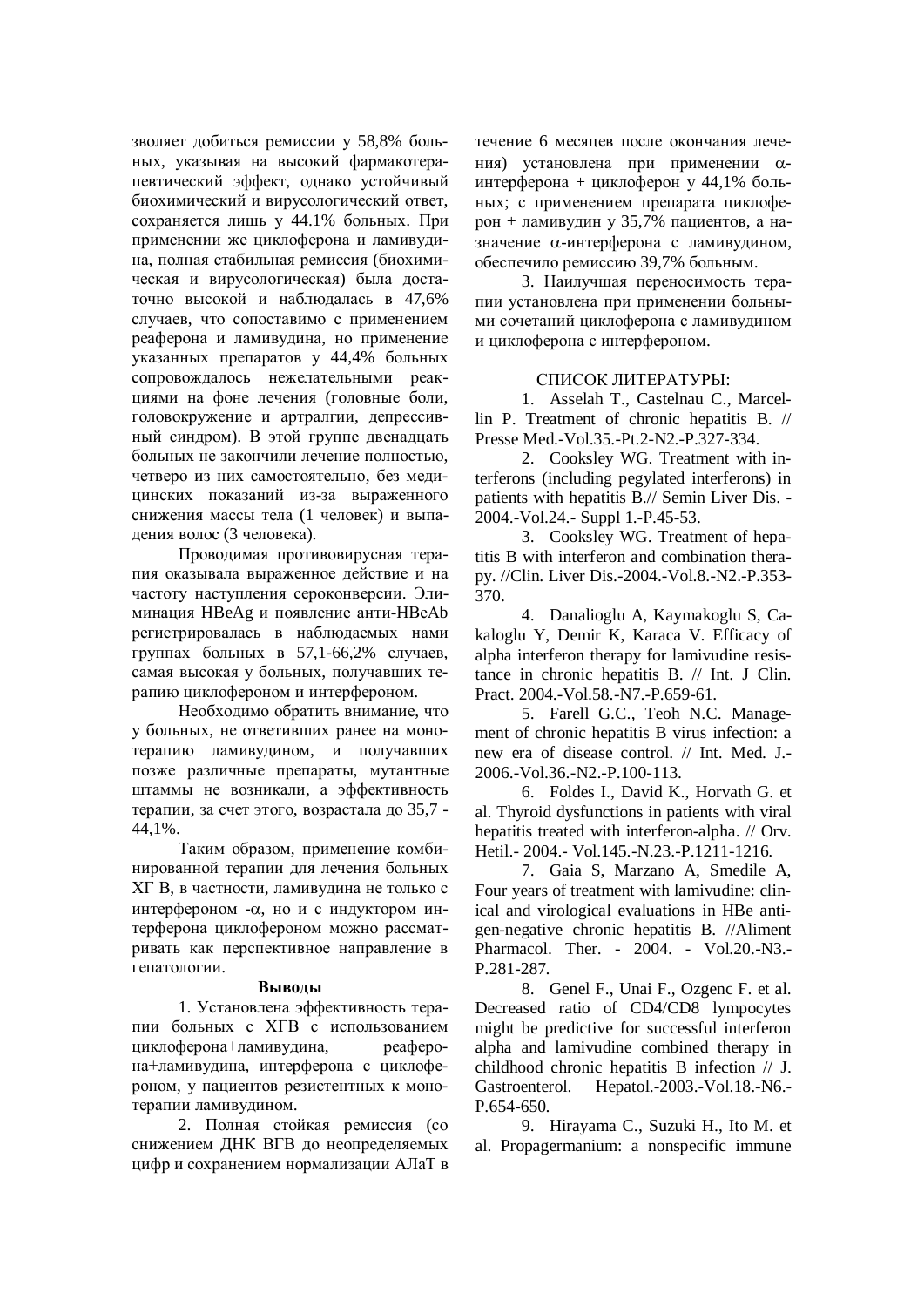зволяет добиться ремиссии у 58,8% больных, указывая на высокий фармакотерапевтический эффект, однако устойчивый биохимический и вирусологический ответ, сохраняется лишь у 44.1% больных. При применении же циклоферона и ламивудина, полная стабильная ремиссия (биохимическая и вирусологическая) была достаточно высокой и наблюдалась в 47,6% случаев, что сопоставимо с применением реаферона и ламивудина, но применение указанных препаратов у 44,4% больных сопровождалось нежелательными реакциями на фоне лечения (головные боли, головокружение и артралгии, депрессивный синдром). В этой группе двенадцать больных не закончили лечение полностью, четверо из них самостоятельно, без медицинских показаний из-за выраженного снижения массы тела (1 человек) и выпадения волос (3 человека).

Проводимая противовирусная терапия оказывала выраженное действие и на частоту наступления сероконверсии. Элиминация HBeAg и появление анти-HBeAb регистрировалась в наблюдаемых нами группах больных в 57,1-66,2% случаев, самая высокая у больных, получавших терапию циклофероном и интерфероном.

Необходимо обратить внимание, что у больных, не ответивших ранее на монотерапию ламивудином, и получавших позже различные препараты, мутантные штаммы не возникали, а эффективность терапии, за счет этого, возрастала до 35,7 - 44,1%.

Таким образом, применение комбинированной терапии для лечения больных ХГ В, в частности, ламивудина не только с интерфероном -α, но и с индуктором интерферона циклофероном можно рассматривать как перспективное направление в гепатологии.

**Выводы**

1. Установлена эффективность терапии больных с ХГВ с использованием циклоферона+ламивудина, реаферона+ламивудина, интерферона с циклофероном, у пациентов резистентных к монотерапии ламивудином.

2. Полная стойкая ремиссия (со снижением ДНК ВГВ до неопределяемых цифр и сохранением нормализации АЛаТ в течение 6 месяцев после окончания лечения) установлена при применении α-интерферона + циклоферон у 44,1% больных; с применением препарата циклоферон + ламивудин у 35,7% пациентов, а назначение α-интерферона с ламивудином, обеспечило ремиссию 39,7% больным.

3. Наилучшая переносимость терапии установлена при применении больными сочетаний циклоферона с ламивудином и циклоферона с интерфероном.

СПИСОК ЛИТЕРАТУРЫ:

1. Asselah T., Castelnau C., Marcellin P. Treatment of chronic hepatitis B. // Presse Med.-Vol.35.-Pt.2-N2.-P.327-334.

2. Cooksley WG. Treatment with interferons (including pegylated interferons) in patients with hepatitis B.// Semin Liver Dis. -2004.-Vol.24.- Suppl 1.-P.45-53.

3. Cooksley WG. Treatment of hepatitis B with interferon and combination therapy. //Clin. Liver Dis.-2004.-Vol.8.-N2.-P.353-370.

4. Danalioglu A, Kaymakoglu S, Cakaloglu Y, Demir K, Karaca V. Efficacy of alpha interferon therapy for lamivudine resistance in chronic hepatitis B. // Int. J Clin. Pract. 2004.-Vol.58.-N7.-P.659-61.

5. Farell G.C., Teoh N.C. Management of chronic hepatitis B virus infection: a new era of disease control. // Int. Med. J.-2006.-Vol.36.-N2.-P.100-113.

6. Foldes I., David K., Horvath G. et al. Thyroid dysfunctions in patients with viral hepatitis treated with interferon-alpha. // Orv. Hetil.- 2004.- Vol.145.-N.23.-P.1211-1216.

7. Gaia S, Marzano A, Smedile A, Four years of treatment with lamivudine: clinical and virological evaluations in HBe antigen-negative chronic hepatitis B. //Aliment Pharmacol. Ther. - 2004. - Vol.20.-N3.-P.281-287.

8. Genel F., Unai F., Ozgenc F. et al. Decreased ratio of CD4/CD8 lympocytes might be predictive for successful interferon alpha and lamivudine combined therapy in childhood chronic hepatitis B infection // J. Gastroenterol. Hepatol.-2003.-Vol.18.-N6.-P.654-650.

9. Hirayama C., Suzuki H., Ito M. et al. Propagermanium: a nonspecific immune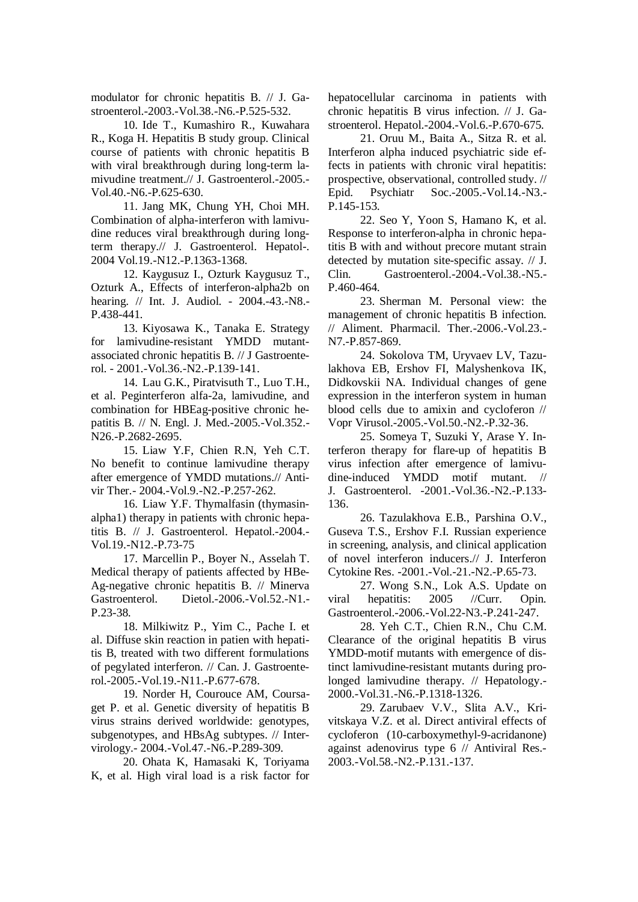modulator for chronic hepatitis B. // J. Gastroenterol.-2003.-Vol.38.-N6.-P.525-532.

10. Ide T., Kumashiro R., Kuwahara R., Koga H. Hepatitis B study group. Clinical course of patients with chronic hepatitis B with viral breakthrough during long-term lamivudine treatment.// J. Gastroenterol.-2005.-Vol.40.-N6.-P.625-630.

11. Jang MK, Chung YH, Choi MH. Combination of alpha-interferon with lamivudine reduces viral breakthrough during long-term therapy.// J. Gastroenterol. Hepatol-. 2004 Vol.19.-N12.-P.1363-1368.

12. Kaygusuz I., Ozturk Kaygusuz T., Ozturk A., Effects of interferon-alpha2b on hearing. // Int. J. Audiol. - 2004.-43.-N8.-P.438-441.

13. Kiyosawa K., Tanaka E. Strategy for lamivudine-resistant YMDD mutant-associated chronic hepatitis B. // J Gastroenterol. - 2001.-Vol.36.-N2.-P.139-141.

14. Lau G.K., Piratvisuth T., Luo T.H., et al. Peginterferon alfa-2a, lamivudine, and combination for HBEag-positive chronic hepatitis B. // N. Engl. J. Med.-2005.-Vol.352.-N26.-P.2682-2695.

15. Liaw Y.F, Chien R.N, Yeh C.T. No benefit to continue lamivudine therapy after emergence of YMDD mutations.// Antivir Ther.- 2004.-Vol.9.-N2.-P.257-262.

16. Liaw Y.F. Thymalfasin (thymasin-alpha1) therapy in patients with chronic hepatitis B. // J. Gastroenterol. Hepatol.-2004.-Vol.19.-N12.-P.73-75

17. Marcellin P., Boyer N., Asselah T. Medical therapy of patients affected by HBeAg-negative chronic hepatitis B. // Minerva Gastroenterol. Dietol.-2006.-Vol.52.-N1.-P.23-38.

18. Milkiwitz P., Yim C., Pache I. et al. Diffuse skin reaction in patien with hepatitis B, treated with two different formulations of pegylated interferon. // Can. J. Gastroenterol.-2005.-Vol.19.-N11.-P.677-678.

19. Norder H, Courouce AM, Coursaget P. et al. Genetic diversity of hepatitis B virus strains derived worldwide: genotypes, subgenotypes, and HBsAg subtypes. // Intervirology.- 2004.-Vol.47.-N6.-P.289-309.

20. Ohata K, Hamasaki K, Toriyama K, et al. High viral load is a risk factor for hepatocellular carcinoma in patients with chronic hepatitis B virus infection. // J. Gastroenterol. Hepatol.-2004.-Vol.6.-P.670-675.

21. Oruu M., Baita A., Sitza R. et al. Interferon alpha induced psychiatric side effects in patients with chronic viral hepatitis: prospective, observational, controlled study. // Epid. Psychiatr Soc.-2005.-Vol.14.-N3.-P.145-153.

22. Seo Y, Yoon S, Hamano K, et al. Response to interferon-alpha in chronic hepatitis B with and without precore mutant strain detected by mutation site-specific assay. // J. Clin. Gastroenterol.-2004.-Vol.38.-N5.-P.460-464.

23. Sherman M. Personal view: the management of chronic hepatitis B infection. // Aliment. Pharmacil. Ther.-2006.-Vol.23.-N7.-P.857-869.

24. Sokolova TM, Uryvaev LV, Tazulakhova EB, Ershov FI, Malyshenkova IK, Didkovskii NA. Individual changes of gene expression in the interferon system in human blood cells due to amixin and cycloferon // Vopr Virusol.-2005.-Vol.50.-N2.-P.32-36.

25. Someya T, Suzuki Y, Arase Y. Interferon therapy for flare-up of hepatitis B virus infection after emergence of lamivudine-induced YMDD motif mutant. // J. Gastroenterol. -2001.-Vol.36.-N2.-P.133-136.

26. Tazulakhova E.B., Parshina O.V., Guseva T.S., Ershov F.I. Russian experience in screening, analysis, and clinical application of novel interferon inducers.// J. Interferon Cytokine Res. -2001.-Vol.-21.-N2.-P.65-73.

27. Wong S.N., Lok A.S. Update on viral hepatitis: 2005 //Curr. Opin. Gastroenterol.-2006.-Vol.22-N3.-P.241-247.

28. Yeh C.T., Chien R.N., Chu C.M. Clearance of the original hepatitis B virus YMDD-motif mutants with emergence of distinct lamivudine-resistant mutants during prolonged lamivudine therapy. // Hepatology.-2000.-Vol.31.-N6.-P.1318-1326.

29. Zarubaev V.V., Slita A.V., Krivitskaya V.Z. et al. Direct antiviral effects of cycloferon (10-carboxymethyl-9-acridanone) against adenovirus type 6 // Antiviral Res.-2003.-Vol.58.-N2.-P.131-137.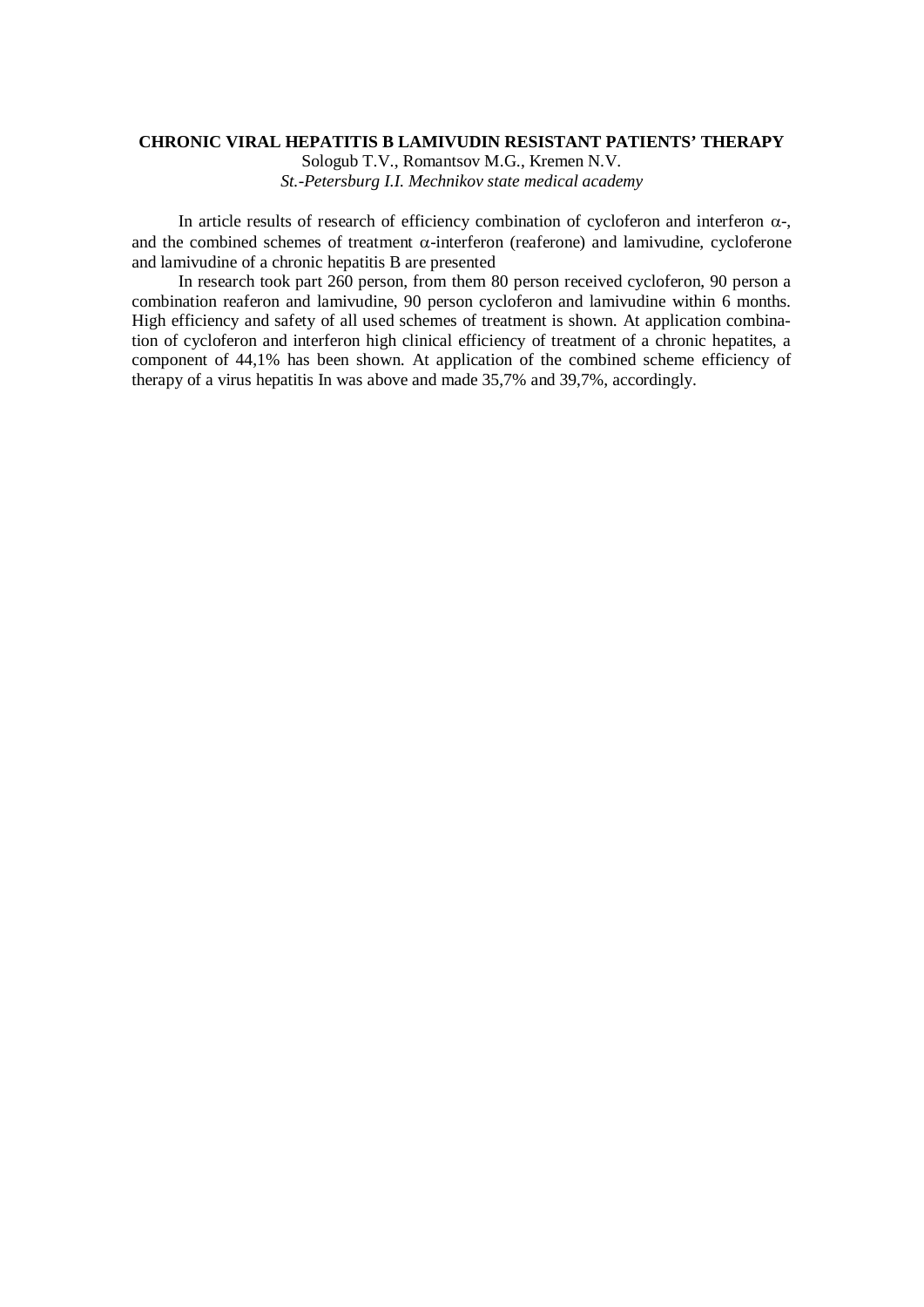# CHRONIC VIRAL HEPATITIS B LAMIVUDIN RESISTANT PATIENTS' THERAPY

Sologub T.V., Romantsov M.G., Kremen N.V.

*St.-Petersburg I.I. Mechnikov state medical academy*

In article results of research of efficiency combination of cycloferon and interferon $\alpha$-, and the combined schemes of treatment $\alpha$-interferon (reaferone) and lamivudine, cycloferone and lamivudine of a chronic hepatitis B are presented

In research took part 260 person, from them 80 person received cycloferon, 90 person a combination reaferon and lamivudine, 90 person cycloferon and lamivudine within 6 months. High efficiency and safety of all used schemes of treatment is shown. At application combination of cycloferon and interferon high clinical efficiency of treatment of a chronic hepatites, a component of 44,1% has been shown. At application of the combined scheme efficiency of therapy of a virus hepatitis In was above and made 35,7% and 39,7%, accordingly.